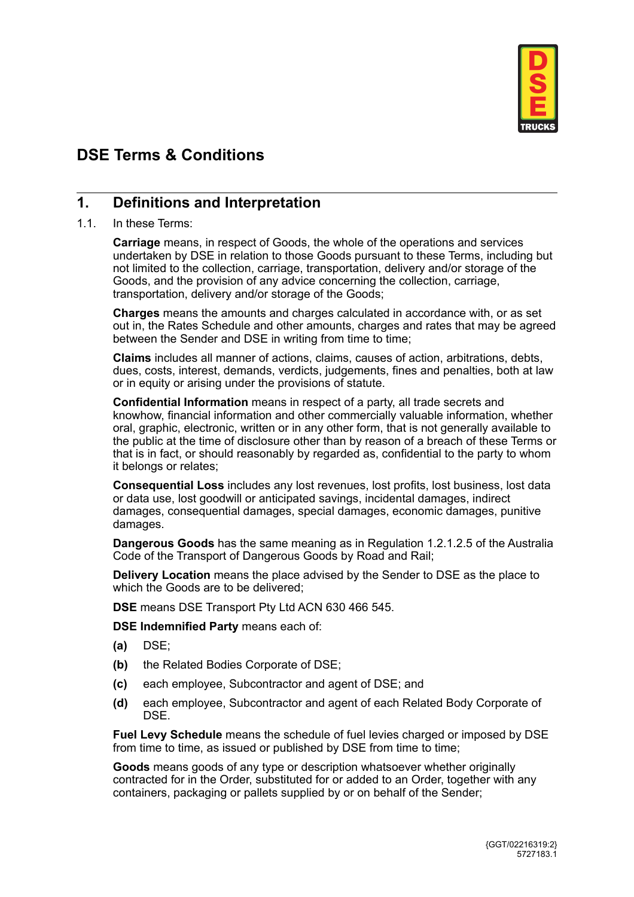# DSE Terms & Conditions

## 1. Definitions and Interpretation

1.1. In these Terms:

**Carriage** means, in respect of Goods, the whole of the operations and services undertaken by DSE in relation to those Goods pursuant to these Terms, including but not limited to the collection, carriage, transportation, delivery and/or storage of the Goods, and the provision of any advice concerning the collection, carriage, transportation, delivery and/or storage of the Goods;

**Charges** means the amounts and charges calculated in accordance with, or as set out in, the Rates Schedule and other amounts, charges and rates that may be agreed between the Sender and DSE in writing from time to time;

**Claims** includes all manner of actions, claims, causes of action, arbitrations, debts, dues, costs, interest, demands, verdicts, judgements, fines and penalties, both at law or in equity or arising under the provisions of statute.

**Confidential Information** means in respect of a party, all trade secrets and knowhow, financial information and other commercially valuable information, whether oral, graphic, electronic, written or in any other form, that is not generally available to the public at the time of disclosure other than by reason of a breach of these Terms or that is in fact, or should reasonably by regarded as, confidential to the party to whom it belongs or relates;

**Consequential Loss** includes any lost revenues, lost profits, lost business, lost data or data use, lost goodwill or anticipated savings, incidental damages, indirect damages, consequential damages, special damages, economic damages, punitive damages.

**Dangerous Goods** has the same meaning as in Regulation 1.2.1.2.5 of the Australia Code of the Transport of Dangerous Goods by Road and Rail;

**Delivery Location** means the place advised by the Sender to DSE as the place to which the Goods are to be delivered;

**DSE** means DSE Transport Pty Ltd ACN 630 466 545.

**DSE Indemnified Party** means each of:

**(a)** DSE;

**(b)** the Related Bodies Corporate of DSE;

**(c)** each employee, Subcontractor and agent of DSE; and

**(d)** each employee, Subcontractor and agent of each Related Body Corporate of DSE.

**Fuel Levy Schedule** means the schedule of fuel levies charged or imposed by DSE from time to time, as issued or published by DSE from time to time;

**Goods** means goods of any type or description whatsoever whether originally contracted for in the Order, substituted for or added to an Order, together with any containers, packaging or pallets supplied by or on behalf of the Sender;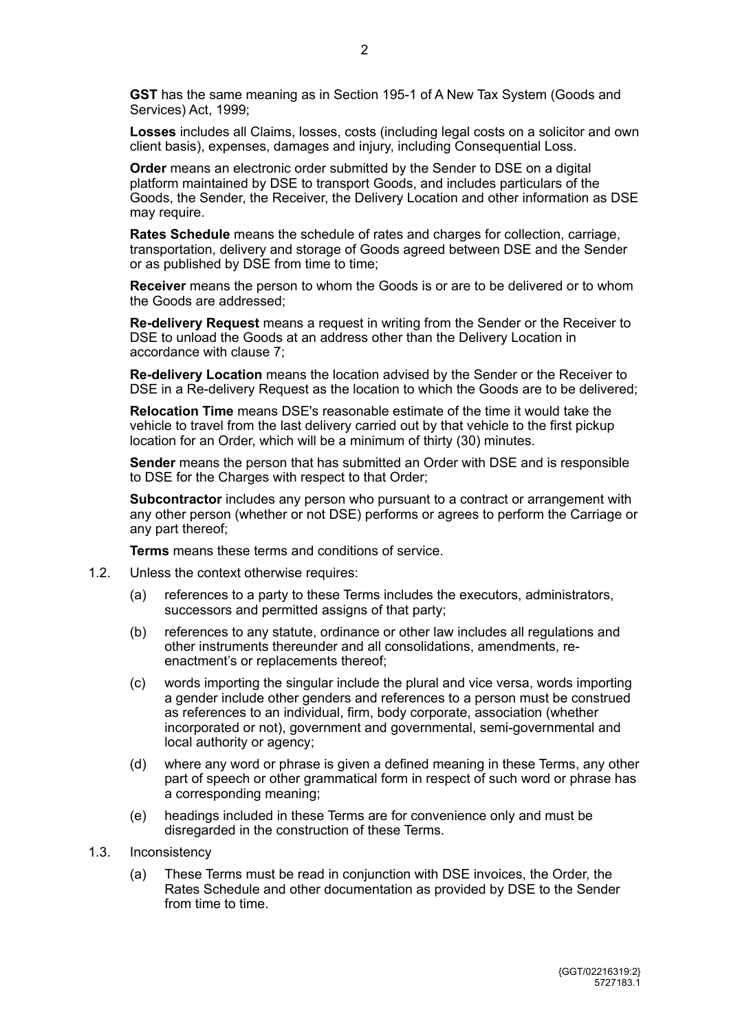**GST** has the same meaning as in Section 195-1 of A New Tax System (Goods and Services) Act, 1999;

**Losses** includes all Claims, losses, costs (including legal costs on a solicitor and own client basis), expenses, damages and injury, including Consequential Loss.

**Order** means an electronic order submitted by the Sender to DSE on a digital platform maintained by DSE to transport Goods, and includes particulars of the Goods, the Sender, the Receiver, the Delivery Location and other information as DSE may require.

**Rates Schedule** means the schedule of rates and charges for collection, carriage, transportation, delivery and storage of Goods agreed between DSE and the Sender or as published by DSE from time to time;

**Receiver** means the person to whom the Goods is or are to be delivered or to whom the Goods are addressed;

**Re-delivery Request** means a request in writing from the Sender or the Receiver to DSE to unload the Goods at an address other than the Delivery Location in accordance with clause 7;

**Re-delivery Location** means the location advised by the Sender or the Receiver to DSE in a Re-delivery Request as the location to which the Goods are to be delivered;

**Relocation Time** means DSE's reasonable estimate of the time it would take the vehicle to travel from the last delivery carried out by that vehicle to the first pickup location for an Order, which will be a minimum of thirty (30) minutes.

**Sender** means the person that has submitted an Order with DSE and is responsible to DSE for the Charges with respect to that Order;

**Subcontractor** includes any person who pursuant to a contract or arrangement with any other person (whether or not DSE) performs or agrees to perform the Carriage or any part thereof;

**Terms** means these terms and conditions of service.

1.2. Unless the context otherwise requires:

   (a) references to a party to these Terms includes the executors, administrators, successors and permitted assigns of that party;

   (b) references to any statute, ordinance or other law includes all regulations and other instruments thereunder and all consolidations, amendments, re-enactment's or replacements thereof;

   (c) words importing the singular include the plural and vice versa, words importing a gender include other genders and references to a person must be construed as references to an individual, firm, body corporate, association (whether incorporated or not), government and governmental, semi-governmental and local authority or agency;

   (d) where any word or phrase is given a defined meaning in these Terms, any other part of speech or other grammatical form in respect of such word or phrase has a corresponding meaning;

   (e) headings included in these Terms are for convenience only and must be disregarded in the construction of these Terms.

1.3. Inconsistency

   (a) These Terms must be read in conjunction with DSE invoices, the Order, the Rates Schedule and other documentation as provided by DSE to the Sender from time to time.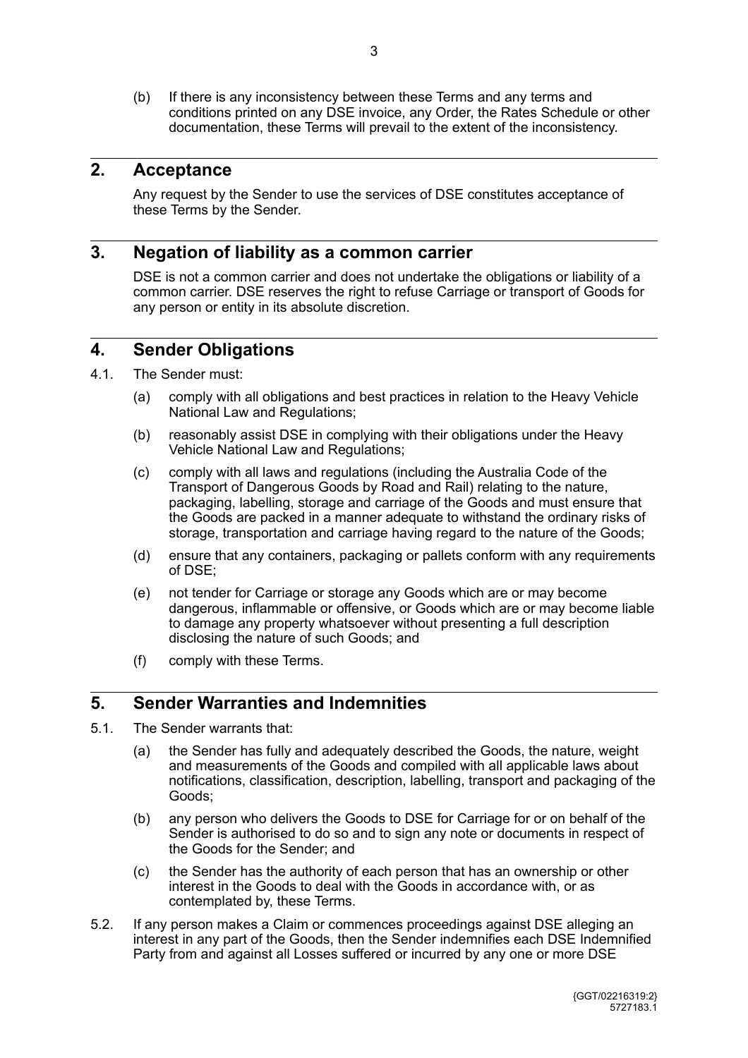(b) If there is any inconsistency between these Terms and any terms and conditions printed on any DSE invoice, any Order, the Rates Schedule or other documentation, these Terms will prevail to the extent of the inconsistency.

## 2. Acceptance

Any request by the Sender to use the services of DSE constitutes acceptance of these Terms by the Sender.

## 3. Negation of liability as a common carrier

DSE is not a common carrier and does not undertake the obligations or liability of a common carrier. DSE reserves the right to refuse Carriage or transport of Goods for any person or entity in its absolute discretion.

## 4. Sender Obligations

4.1. The Sender must:

(a) comply with all obligations and best practices in relation to the Heavy Vehicle National Law and Regulations;

(b) reasonably assist DSE in complying with their obligations under the Heavy Vehicle National Law and Regulations;

(c) comply with all laws and regulations (including the Australia Code of the Transport of Dangerous Goods by Road and Rail) relating to the nature, packaging, labelling, storage and carriage of the Goods and must ensure that the Goods are packed in a manner adequate to withstand the ordinary risks of storage, transportation and carriage having regard to the nature of the Goods;

(d) ensure that any containers, packaging or pallets conform with any requirements of DSE;

(e) not tender for Carriage or storage any Goods which are or may become dangerous, inflammable or offensive, or Goods which are or may become liable to damage any property whatsoever without presenting a full description disclosing the nature of such Goods; and

(f) comply with these Terms.

## 5. Sender Warranties and Indemnities

5.1. The Sender warrants that:

(a) the Sender has fully and adequately described the Goods, the nature, weight and measurements of the Goods and compiled with all applicable laws about notifications, classification, description, labelling, transport and packaging of the Goods;

(b) any person who delivers the Goods to DSE for Carriage for or on behalf of the Sender is authorised to do so and to sign any note or documents in respect of the Goods for the Sender; and

(c) the Sender has the authority of each person that has an ownership or other interest in the Goods to deal with the Goods in accordance with, or as contemplated by, these Terms.

5.2. If any person makes a Claim or commences proceedings against DSE alleging an interest in any part of the Goods, then the Sender indemnifies each DSE Indemnified Party from and against all Losses suffered or incurred by any one or more DSE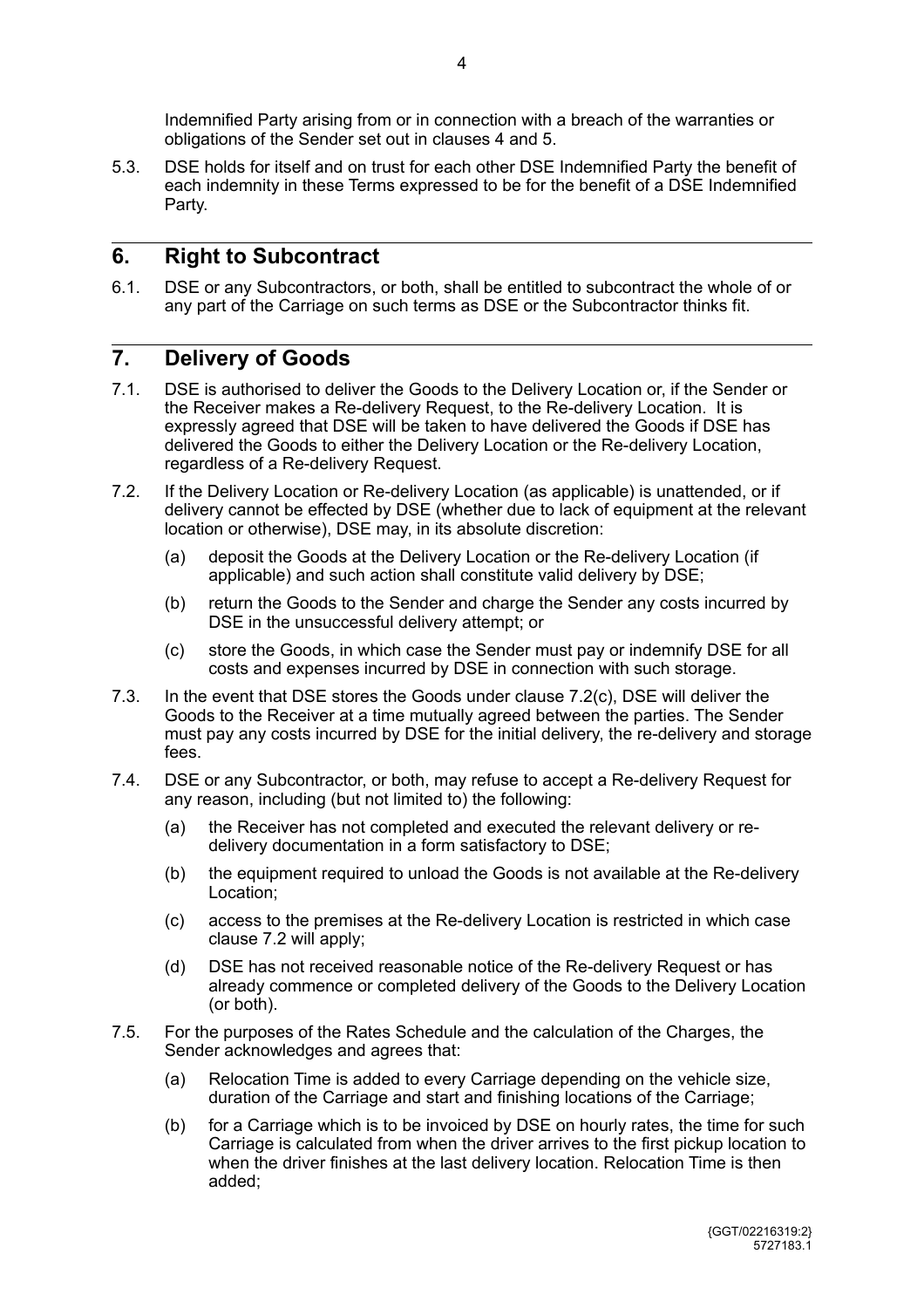Indemnified Party arising from or in connection with a breach of the warranties or obligations of the Sender set out in clauses 4 and 5.

5.3. DSE holds for itself and on trust for each other DSE Indemnified Party the benefit of each indemnity in these Terms expressed to be for the benefit of a DSE Indemnified Party.

## 6. Right to Subcontract

6.1. DSE or any Subcontractors, or both, shall be entitled to subcontract the whole of or any part of the Carriage on such terms as DSE or the Subcontractor thinks fit.

## 7. Delivery of Goods

7.1. DSE is authorised to deliver the Goods to the Delivery Location or, if the Sender or the Receiver makes a Re-delivery Request, to the Re-delivery Location. It is expressly agreed that DSE will be taken to have delivered the Goods if DSE has delivered the Goods to either the Delivery Location or the Re-delivery Location, regardless of a Re-delivery Request.

7.2. If the Delivery Location or Re-delivery Location (as applicable) is unattended, or if delivery cannot be effected by DSE (whether due to lack of equipment at the relevant location or otherwise), DSE may, in its absolute discretion:

(a) deposit the Goods at the Delivery Location or the Re-delivery Location (if applicable) and such action shall constitute valid delivery by DSE;

(b) return the Goods to the Sender and charge the Sender any costs incurred by DSE in the unsuccessful delivery attempt; or

(c) store the Goods, in which case the Sender must pay or indemnify DSE for all costs and expenses incurred by DSE in connection with such storage.

7.3. In the event that DSE stores the Goods under clause 7.2(c), DSE will deliver the Goods to the Receiver at a time mutually agreed between the parties. The Sender must pay any costs incurred by DSE for the initial delivery, the re-delivery and storage fees.

7.4. DSE or any Subcontractor, or both, may refuse to accept a Re-delivery Request for any reason, including (but not limited to) the following:

(a) the Receiver has not completed and executed the relevant delivery or re-delivery documentation in a form satisfactory to DSE;

(b) the equipment required to unload the Goods is not available at the Re-delivery Location;

(c) access to the premises at the Re-delivery Location is restricted in which case clause 7.2 will apply;

(d) DSE has not received reasonable notice of the Re-delivery Request or has already commence or completed delivery of the Goods to the Delivery Location (or both).

7.5. For the purposes of the Rates Schedule and the calculation of the Charges, the Sender acknowledges and agrees that:

(a) Relocation Time is added to every Carriage depending on the vehicle size, duration of the Carriage and start and finishing locations of the Carriage;

(b) for a Carriage which is to be invoiced by DSE on hourly rates, the time for such Carriage is calculated from when the driver arrives to the first pickup location to when the driver finishes at the last delivery location. Relocation Time is then added;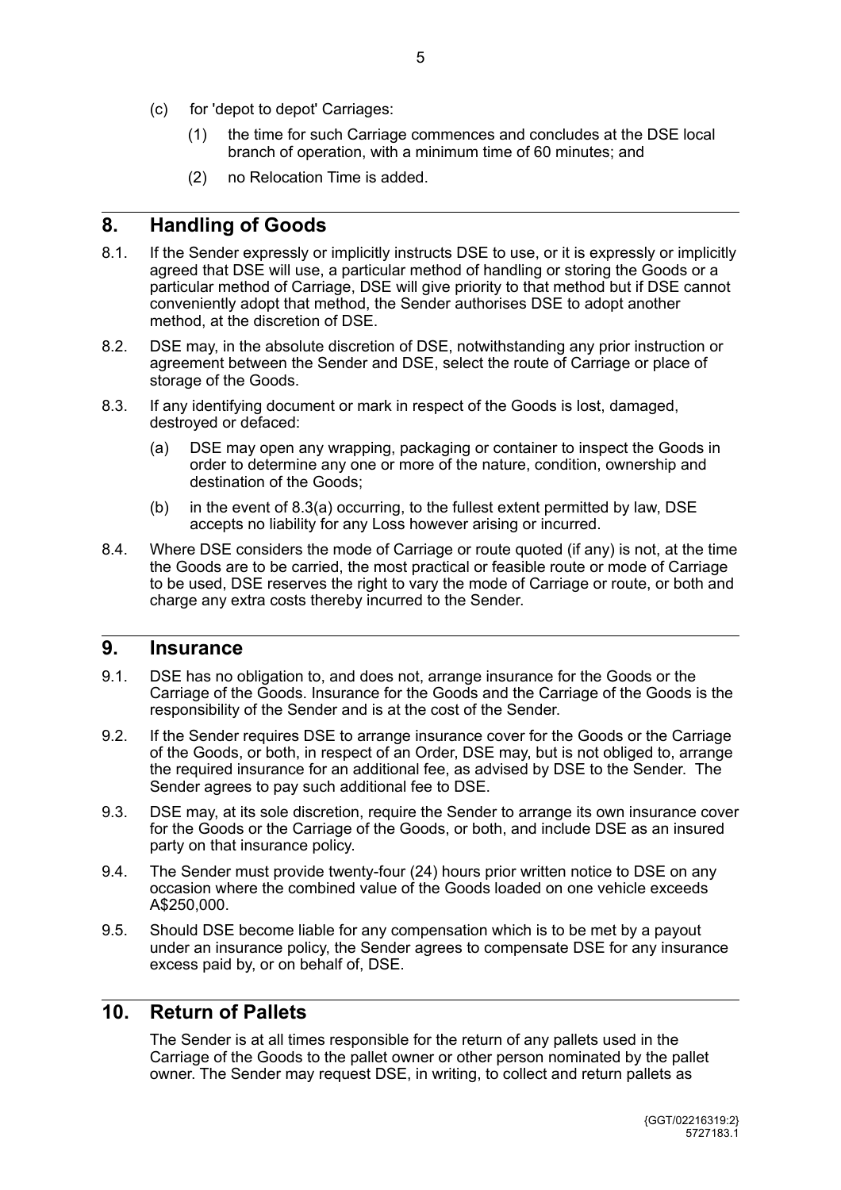(c) for 'depot to depot' Carriages:

  (1) the time for such Carriage commences and concludes at the DSE local branch of operation, with a minimum time of 60 minutes; and

  (2) no Relocation Time is added.

## 8. Handling of Goods

8.1. If the Sender expressly or implicitly instructs DSE to use, or it is expressly or implicitly agreed that DSE will use, a particular method of handling or storing the Goods or a particular method of Carriage, DSE will give priority to that method but if DSE cannot conveniently adopt that method, the Sender authorises DSE to adopt another method, at the discretion of DSE.

8.2. DSE may, in the absolute discretion of DSE, notwithstanding any prior instruction or agreement between the Sender and DSE, select the route of Carriage or place of storage of the Goods.

8.3. If any identifying document or mark in respect of the Goods is lost, damaged, destroyed or defaced:

  (a) DSE may open any wrapping, packaging or container to inspect the Goods in order to determine any one or more of the nature, condition, ownership and destination of the Goods;

  (b) in the event of 8.3(a) occurring, to the fullest extent permitted by law, DSE accepts no liability for any Loss however arising or incurred.

8.4. Where DSE considers the mode of Carriage or route quoted (if any) is not, at the time the Goods are to be carried, the most practical or feasible route or mode of Carriage to be used, DSE reserves the right to vary the mode of Carriage or route, or both and charge any extra costs thereby incurred to the Sender.

## 9. Insurance

9.1. DSE has no obligation to, and does not, arrange insurance for the Goods or the Carriage of the Goods. Insurance for the Goods and the Carriage of the Goods is the responsibility of the Sender and is at the cost of the Sender.

9.2. If the Sender requires DSE to arrange insurance cover for the Goods or the Carriage of the Goods, or both, in respect of an Order, DSE may, but is not obliged to, arrange the required insurance for an additional fee, as advised by DSE to the Sender. The Sender agrees to pay such additional fee to DSE.

9.3. DSE may, at its sole discretion, require the Sender to arrange its own insurance cover for the Goods or the Carriage of the Goods, or both, and include DSE as an insured party on that insurance policy.

9.4. The Sender must provide twenty-four (24) hours prior written notice to DSE on any occasion where the combined value of the Goods loaded on one vehicle exceeds A$250,000.

9.5. Should DSE become liable for any compensation which is to be met by a payout under an insurance policy, the Sender agrees to compensate DSE for any insurance excess paid by, or on behalf of, DSE.

## 10. Return of Pallets

The Sender is at all times responsible for the return of any pallets used in the Carriage of the Goods to the pallet owner or other person nominated by the pallet owner. The Sender may request DSE, in writing, to collect and return pallets as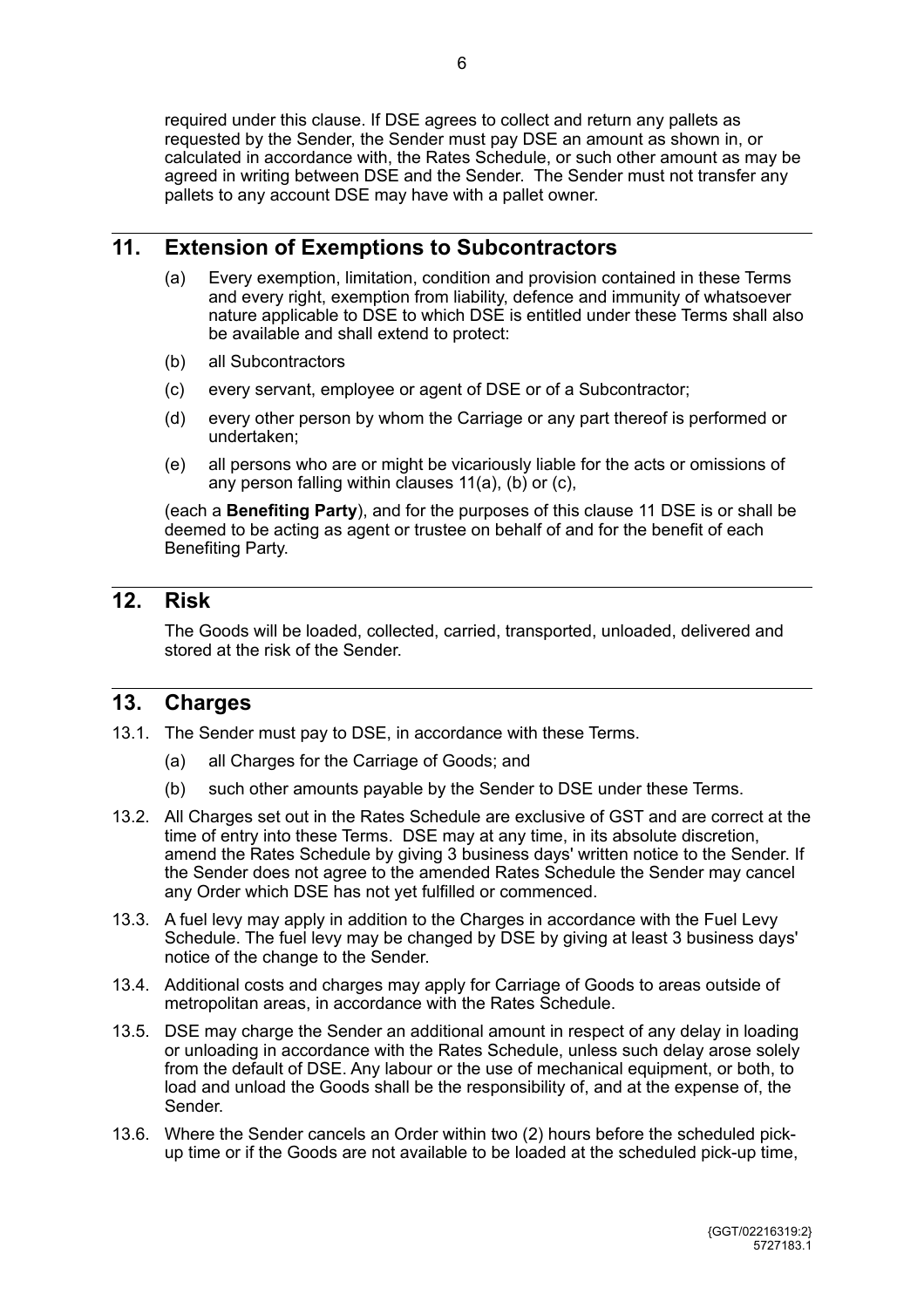required under this clause. If DSE agrees to collect and return any pallets as requested by the Sender, the Sender must pay DSE an amount as shown in, or calculated in accordance with, the Rates Schedule, or such other amount as may be agreed in writing between DSE and the Sender. The Sender must not transfer any pallets to any account DSE may have with a pallet owner.

## 11. Extension of Exemptions to Subcontractors

(a) Every exemption, limitation, condition and provision contained in these Terms and every right, exemption from liability, defence and immunity of whatsoever nature applicable to DSE to which DSE is entitled under these Terms shall also be available and shall extend to protect:

(b) all Subcontractors

(c) every servant, employee or agent of DSE or of a Subcontractor;

(d) every other person by whom the Carriage or any part thereof is performed or undertaken;

(e) all persons who are or might be vicariously liable for the acts or omissions of any person falling within clauses 11(a), (b) or (c),

(each a **Benefiting Party**), and for the purposes of this clause 11 DSE is or shall be deemed to be acting as agent or trustee on behalf of and for the benefit of each Benefiting Party.

## 12. Risk

The Goods will be loaded, collected, carried, transported, unloaded, delivered and stored at the risk of the Sender.

## 13. Charges

13.1. The Sender must pay to DSE, in accordance with these Terms.

(a) all Charges for the Carriage of Goods; and

(b) such other amounts payable by the Sender to DSE under these Terms.

13.2. All Charges set out in the Rates Schedule are exclusive of GST and are correct at the time of entry into these Terms. DSE may at any time, in its absolute discretion, amend the Rates Schedule by giving 3 business days' written notice to the Sender. If the Sender does not agree to the amended Rates Schedule the Sender may cancel any Order which DSE has not yet fulfilled or commenced.

13.3. A fuel levy may apply in addition to the Charges in accordance with the Fuel Levy Schedule. The fuel levy may be changed by DSE by giving at least 3 business days' notice of the change to the Sender.

13.4. Additional costs and charges may apply for Carriage of Goods to areas outside of metropolitan areas, in accordance with the Rates Schedule.

13.5. DSE may charge the Sender an additional amount in respect of any delay in loading or unloading in accordance with the Rates Schedule, unless such delay arose solely from the default of DSE. Any labour or the use of mechanical equipment, or both, to load and unload the Goods shall be the responsibility of, and at the expense of, the Sender.

13.6. Where the Sender cancels an Order within two (2) hours before the scheduled pick-up time or if the Goods are not available to be loaded at the scheduled pick-up time,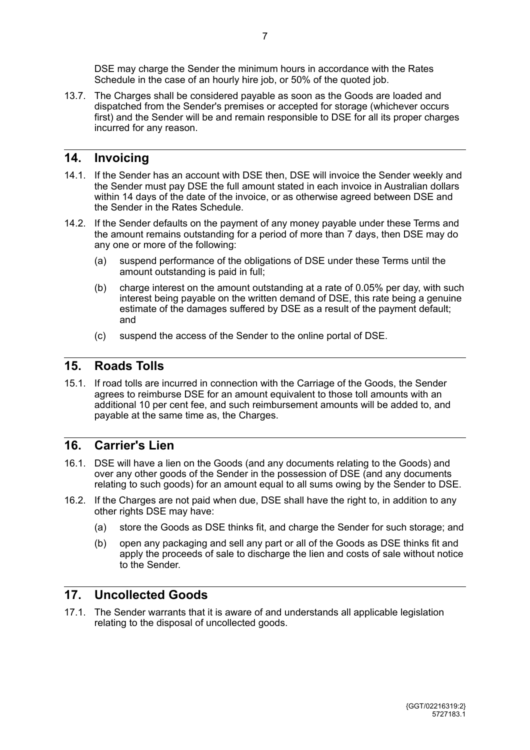DSE may charge the Sender the minimum hours in accordance with the Rates Schedule in the case of an hourly hire job, or 50% of the quoted job.

13.7. The Charges shall be considered payable as soon as the Goods are loaded and dispatched from the Sender's premises or accepted for storage (whichever occurs first) and the Sender will be and remain responsible to DSE for all its proper charges incurred for any reason.

## 14. Invoicing

14.1. If the Sender has an account with DSE then, DSE will invoice the Sender weekly and the Sender must pay DSE the full amount stated in each invoice in Australian dollars within 14 days of the date of the invoice, or as otherwise agreed between DSE and the Sender in the Rates Schedule.

14.2. If the Sender defaults on the payment of any money payable under these Terms and the amount remains outstanding for a period of more than 7 days, then DSE may do any one or more of the following:

(a) suspend performance of the obligations of DSE under these Terms until the amount outstanding is paid in full;

(b) charge interest on the amount outstanding at a rate of 0.05% per day, with such interest being payable on the written demand of DSE, this rate being a genuine estimate of the damages suffered by DSE as a result of the payment default; and

(c) suspend the access of the Sender to the online portal of DSE.

## 15. Roads Tolls

15.1. If road tolls are incurred in connection with the Carriage of the Goods, the Sender agrees to reimburse DSE for an amount equivalent to those toll amounts with an additional 10 per cent fee, and such reimbursement amounts will be added to, and payable at the same time as, the Charges.

## 16. Carrier's Lien

16.1. DSE will have a lien on the Goods (and any documents relating to the Goods) and over any other goods of the Sender in the possession of DSE (and any documents relating to such goods) for an amount equal to all sums owing by the Sender to DSE.

16.2. If the Charges are not paid when due, DSE shall have the right to, in addition to any other rights DSE may have:

(a) store the Goods as DSE thinks fit, and charge the Sender for such storage; and

(b) open any packaging and sell any part or all of the Goods as DSE thinks fit and apply the proceeds of sale to discharge the lien and costs of sale without notice to the Sender.

## 17. Uncollected Goods

17.1. The Sender warrants that it is aware of and understands all applicable legislation relating to the disposal of uncollected goods.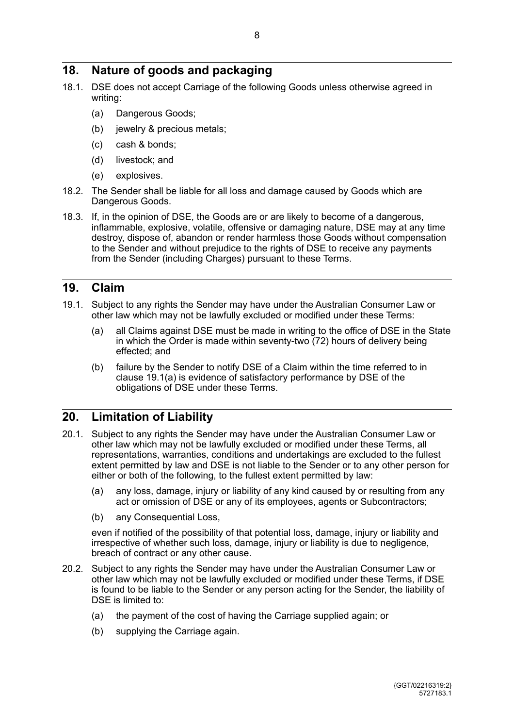## 18. Nature of goods and packaging

18.1. DSE does not accept Carriage of the following Goods unless otherwise agreed in writing:

(a) Dangerous Goods;

(b) jewelry & precious metals;

(c) cash & bonds;

(d) livestock; and

(e) explosives.

18.2. The Sender shall be liable for all loss and damage caused by Goods which are Dangerous Goods.

18.3. If, in the opinion of DSE, the Goods are or are likely to become of a dangerous, inflammable, explosive, volatile, offensive or damaging nature, DSE may at any time destroy, dispose of, abandon or render harmless those Goods without compensation to the Sender and without prejudice to the rights of DSE to receive any payments from the Sender (including Charges) pursuant to these Terms.

## 19. Claim

19.1. Subject to any rights the Sender may have under the Australian Consumer Law or other law which may not be lawfully excluded or modified under these Terms:

(a) all Claims against DSE must be made in writing to the office of DSE in the State in which the Order is made within seventy-two (72) hours of delivery being effected; and

(b) failure by the Sender to notify DSE of a Claim within the time referred to in clause 19.1(a) is evidence of satisfactory performance by DSE of the obligations of DSE under these Terms.

## 20. Limitation of Liability

20.1. Subject to any rights the Sender may have under the Australian Consumer Law or other law which may not be lawfully excluded or modified under these Terms, all representations, warranties, conditions and undertakings are excluded to the fullest extent permitted by law and DSE is not liable to the Sender or to any other person for either or both of the following, to the fullest extent permitted by law:

(a) any loss, damage, injury or liability of any kind caused by or resulting from any act or omission of DSE or any of its employees, agents or Subcontractors;

(b) any Consequential Loss,

even if notified of the possibility of that potential loss, damage, injury or liability and irrespective of whether such loss, damage, injury or liability is due to negligence, breach of contract or any other cause.

20.2. Subject to any rights the Sender may have under the Australian Consumer Law or other law which may not be lawfully excluded or modified under these Terms, if DSE is found to be liable to the Sender or any person acting for the Sender, the liability of DSE is limited to:

(a) the payment of the cost of having the Carriage supplied again; or

(b) supplying the Carriage again.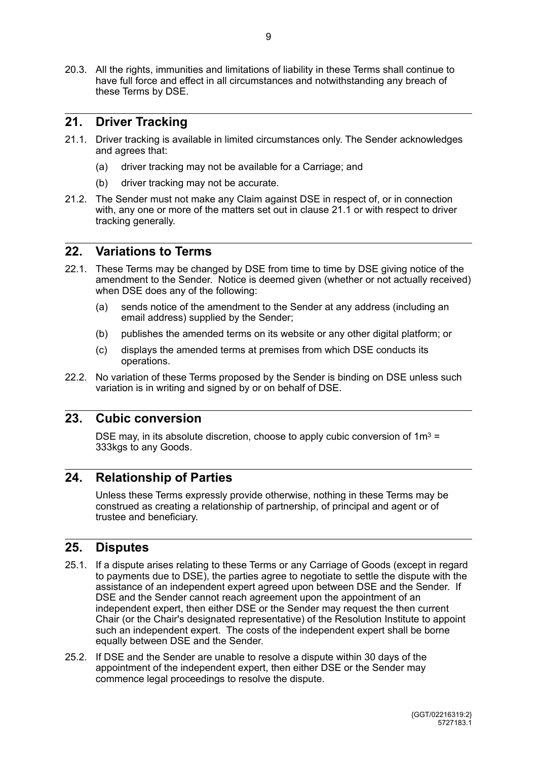20.3. All the rights, immunities and limitations of liability in these Terms shall continue to have full force and effect in all circumstances and notwithstanding any breach of these Terms by DSE.

## 21. Driver Tracking

21.1. Driver tracking is available in limited circumstances only. The Sender acknowledges and agrees that:

(a) driver tracking may not be available for a Carriage; and

(b) driver tracking may not be accurate.

21.2. The Sender must not make any Claim against DSE in respect of, or in connection with, any one or more of the matters set out in clause 21.1 or with respect to driver tracking generally.

## 22. Variations to Terms

22.1. These Terms may be changed by DSE from time to time by DSE giving notice of the amendment to the Sender. Notice is deemed given (whether or not actually received) when DSE does any of the following:

(a) sends notice of the amendment to the Sender at any address (including an email address) supplied by the Sender;

(b) publishes the amended terms on its website or any other digital platform; or

(c) displays the amended terms at premises from which DSE conducts its operations.

22.2. No variation of these Terms proposed by the Sender is binding on DSE unless such variation is in writing and signed by or on behalf of DSE.

## 23. Cubic conversion

DSE may, in its absolute discretion, choose to apply cubic conversion of $1m^3$ = 333kgs to any Goods.

## 24. Relationship of Parties

Unless these Terms expressly provide otherwise, nothing in these Terms may be construed as creating a relationship of partnership, of principal and agent or of trustee and beneficiary.

## 25. Disputes

25.1. If a dispute arises relating to these Terms or any Carriage of Goods (except in regard to payments due to DSE), the parties agree to negotiate to settle the dispute with the assistance of an independent expert agreed upon between DSE and the Sender. If DSE and the Sender cannot reach agreement upon the appointment of an independent expert, then either DSE or the Sender may request the then current Chair (or the Chair's designated representative) of the Resolution Institute to appoint such an independent expert. The costs of the independent expert shall be borne equally between DSE and the Sender.

25.2. If DSE and the Sender are unable to resolve a dispute within 30 days of the appointment of the independent expert, then either DSE or the Sender may commence legal proceedings to resolve the dispute.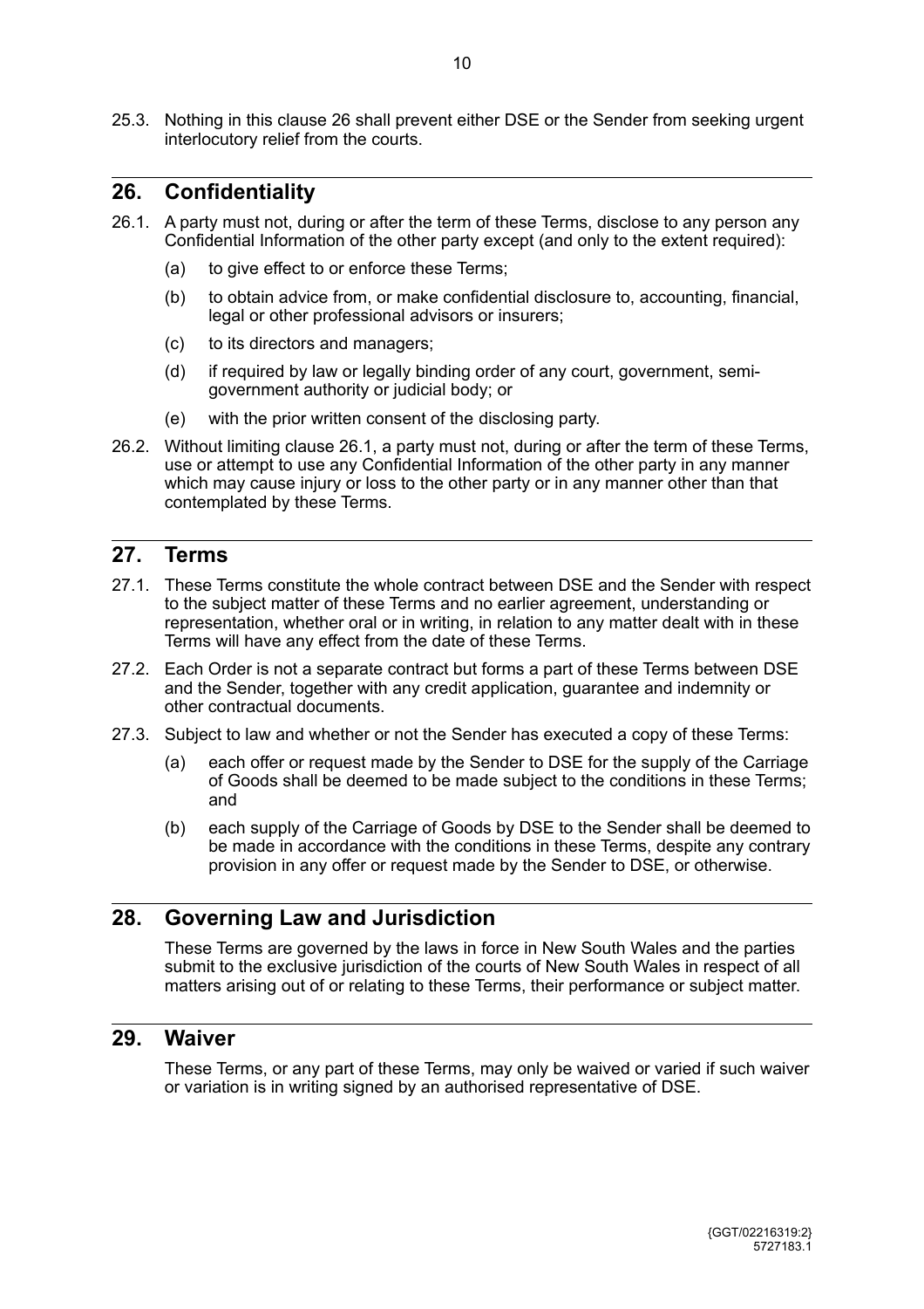25.3. Nothing in this clause 26 shall prevent either DSE or the Sender from seeking urgent interlocutory relief from the courts.

## 26. Confidentiality

26.1. A party must not, during or after the term of these Terms, disclose to any person any Confidential Information of the other party except (and only to the extent required):

(a) to give effect to or enforce these Terms;

(b) to obtain advice from, or make confidential disclosure to, accounting, financial, legal or other professional advisors or insurers;

(c) to its directors and managers;

(d) if required by law or legally binding order of any court, government, semi-government authority or judicial body; or

(e) with the prior written consent of the disclosing party.

26.2. Without limiting clause 26.1, a party must not, during or after the term of these Terms, use or attempt to use any Confidential Information of the other party in any manner which may cause injury or loss to the other party or in any manner other than that contemplated by these Terms.

## 27. Terms

27.1. These Terms constitute the whole contract between DSE and the Sender with respect to the subject matter of these Terms and no earlier agreement, understanding or representation, whether oral or in writing, in relation to any matter dealt with in these Terms will have any effect from the date of these Terms.

27.2. Each Order is not a separate contract but forms a part of these Terms between DSE and the Sender, together with any credit application, guarantee and indemnity or other contractual documents.

27.3. Subject to law and whether or not the Sender has executed a copy of these Terms:

(a) each offer or request made by the Sender to DSE for the supply of the Carriage of Goods shall be deemed to be made subject to the conditions in these Terms; and

(b) each supply of the Carriage of Goods by DSE to the Sender shall be deemed to be made in accordance with the conditions in these Terms, despite any contrary provision in any offer or request made by the Sender to DSE, or otherwise.

## 28. Governing Law and Jurisdiction

These Terms are governed by the laws in force in New South Wales and the parties submit to the exclusive jurisdiction of the courts of New South Wales in respect of all matters arising out of or relating to these Terms, their performance or subject matter.

## 29. Waiver

These Terms, or any part of these Terms, may only be waived or varied if such waiver or variation is in writing signed by an authorised representative of DSE.

{GGT/02216319:2}
5727183.1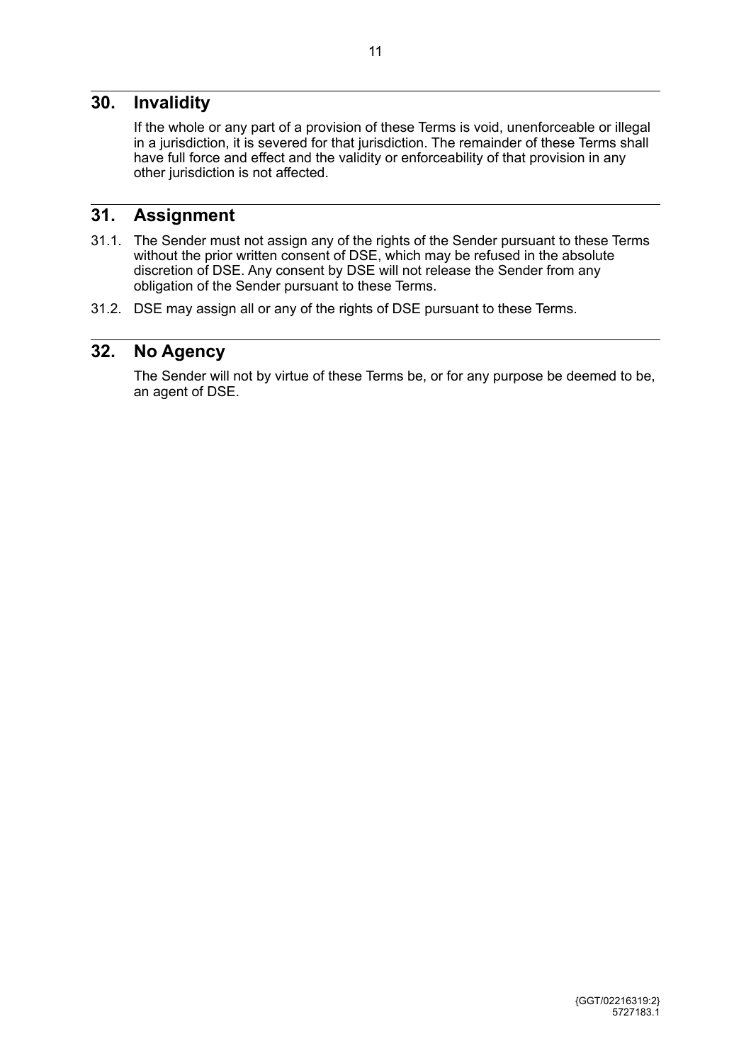## 30. Invalidity

If the whole or any part of a provision of these Terms is void, unenforceable or illegal in a jurisdiction, it is severed for that jurisdiction. The remainder of these Terms shall have full force and effect and the validity or enforceability of that provision in any other jurisdiction is not affected.

## 31. Assignment

31.1. The Sender must not assign any of the rights of the Sender pursuant to these Terms without the prior written consent of DSE, which may be refused in the absolute discretion of DSE. Any consent by DSE will not release the Sender from any obligation of the Sender pursuant to these Terms.

31.2. DSE may assign all or any of the rights of DSE pursuant to these Terms.

## 32. No Agency

The Sender will not by virtue of these Terms be, or for any purpose be deemed to be, an agent of DSE.

{GGT/02216319:2}
5727183.1